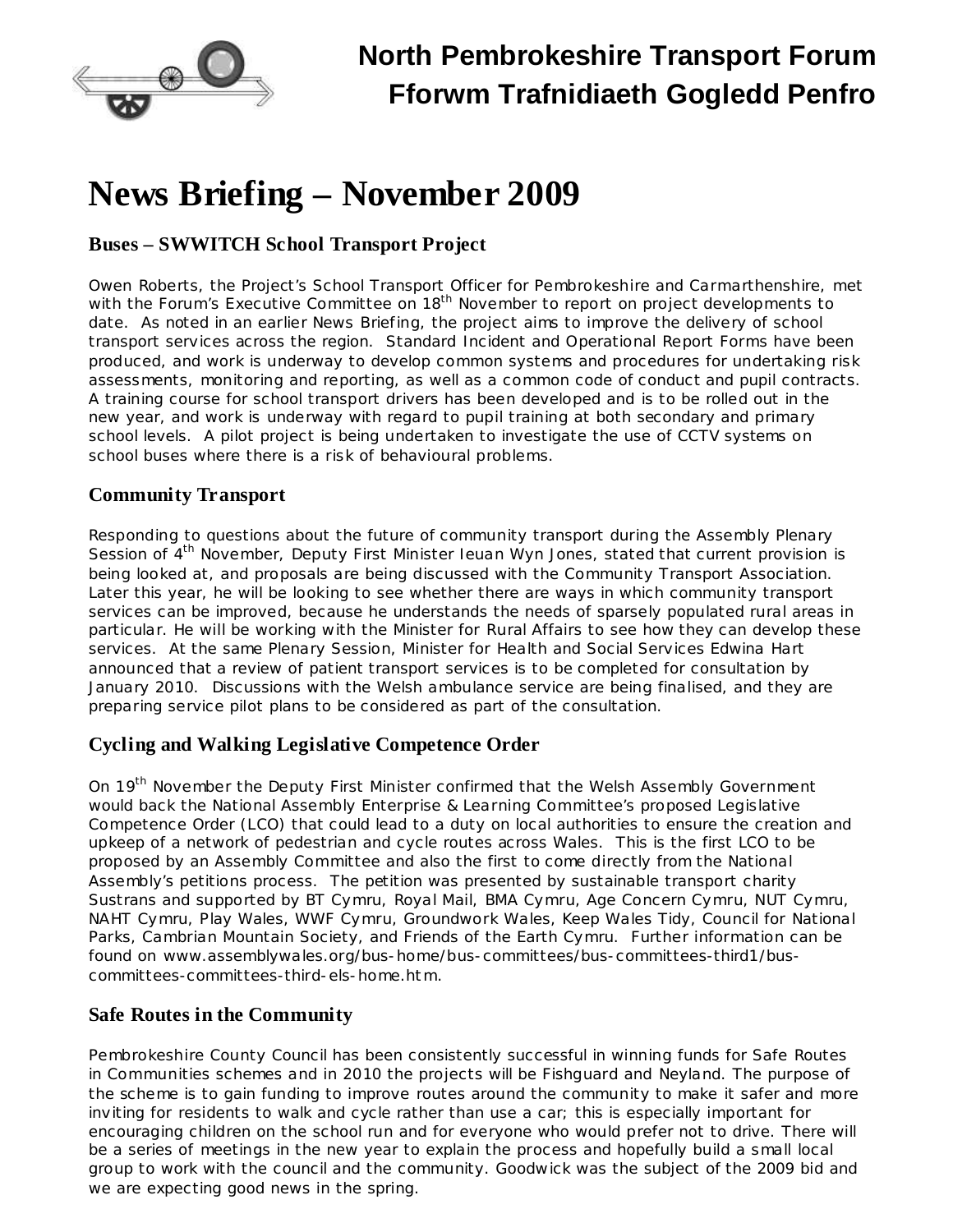# North Pembrokeshire Transport Forum
# Fforwm Trafnidiaeth Gogledd Penfro

# News Briefing – November 2009

## Buses – SWWITCH School Transport Project

Owen Roberts, the Project's School Transport Officer for Pembrokeshire and Carmarthenshire, met with the Forum's Executive Committee on 18th November to report on project developments to date. As noted in an earlier News Briefing, the project aims to improve the delivery of school transport services across the region. Standard Incident and Operational Report Forms have been produced, and work is underway to develop common systems and procedures for undertaking risk assessments, monitoring and reporting, as well as a common code of conduct and pupil contracts. A training course for school transport drivers has been developed and is to be rolled out in the new year, and work is underway with regard to pupil training at both secondary and primary school levels. A pilot project is being undertaken to investigate the use of CCTV systems on school buses where there is a risk of behavioural problems.

## Community Transport

Responding to questions about the future of community transport during the Assembly Plenary Session of 4th November, Deputy First Minister Ieuan Wyn Jones, stated that current provision is being looked at, and proposals are being discussed with the Community Transport Association. Later this year, he will be looking to see whether there are ways in which community transport services can be improved, because he understands the needs of sparsely populated rural areas in particular. He will be working with the Minister for Rural Affairs to see how they can develop these services. At the same Plenary Session, Minister for Health and Social Services Edwina Hart announced that a review of patient transport services is to be completed for consultation by January 2010. Discussions with the Welsh ambulance service are being finalised, and they are preparing service pilot plans to be considered as part of the consultation.

## Cycling and Walking Legislative Competence Order

On 19th November the Deputy First Minister confirmed that the Welsh Assembly Government would back the National Assembly Enterprise & Learning Committee's proposed Legislative Competence Order (LCO) that could lead to a duty on local authorities to ensure the creation and upkeep of a network of pedestrian and cycle routes across Wales. This is the first LCO to be proposed by an Assembly Committee and also the first to come directly from the National Assembly's petitions process. The petition was presented by sustainable transport charity Sustrans and supported by BT Cymru, Royal Mail, BMA Cymru, Age Concern Cymru, NUT Cymru, NAHT Cymru, Play Wales, WWF Cymru, Groundwork Wales, Keep Wales Tidy, Council for National Parks, Cambrian Mountain Society, and Friends of the Earth Cymru. Further information can be found on www.assemblywales.org/bus-home/bus-committees/bus-committees-third1/bus-committees-committees-third-els-home.htm.

## Safe Routes in the Community

Pembrokeshire County Council has been consistently successful in winning funds for Safe Routes in Communities schemes and in 2010 the projects will be Fishguard and Neyland. The purpose of the scheme is to gain funding to improve routes around the community to make it safer and more inviting for residents to walk and cycle rather than use a car; this is especially important for encouraging children on the school run and for everyone who would prefer not to drive. There will be a series of meetings in the new year to explain the process and hopefully build a small local group to work with the council and the community. Goodwick was the subject of the 2009 bid and we are expecting good news in the spring.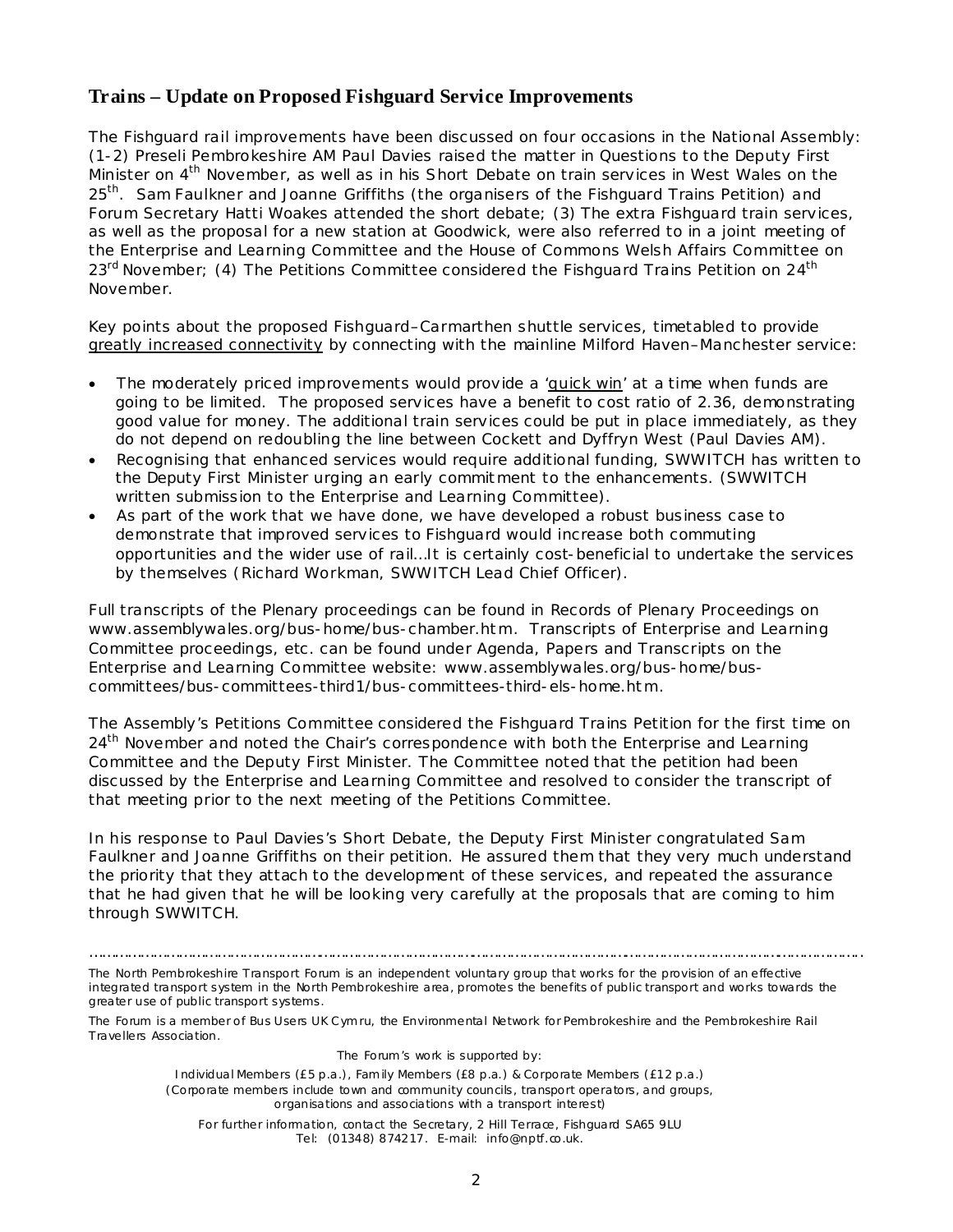## Trains – Update on Proposed Fishguard Service Improvements

The Fishguard rail improvements have been discussed on four occasions in the National Assembly: (1-2) Preseli Pembrokeshire AM Paul Davies raised the matter in Questions to the Deputy First Minister on 4th November, as well as in his Short Debate on train services in West Wales on the 25th. Sam Faulkner and Joanne Griffiths (the organisers of the Fishguard Trains Petition) and Forum Secretary Hatti Woakes attended the short debate; (3) The extra Fishguard train services, as well as the proposal for a new station at Goodwick, were also referred to in a joint meeting of the Enterprise and Learning Committee and the House of Commons Welsh Affairs Committee on 23rd November; (4) The Petitions Committee considered the Fishguard Trains Petition on 24th November.

Key points about the proposed Fishguard–Carmarthen shuttle services, timetabled to provide greatly increased connectivity by connecting with the mainline Milford Haven–Manchester service:

- The moderately priced improvements would provide a 'quick win' at a time when funds are going to be limited. The proposed services have a benefit to cost ratio of 2.36, demonstrating good value for money. The additional train services could be put in place immediately, as they do not depend on redoubling the line between Cockett and Dyffryn West (Paul Davies AM).
- Recognising that enhanced services would require additional funding, SWWITCH has written to the Deputy First Minister urging an early commitment to the enhancements. (SWWITCH written submission to the Enterprise and Learning Committee).
- As part of the work that we have done, we have developed a robust business case to demonstrate that improved services to Fishguard would increase both commuting opportunities and the wider use of rail…It is certainly cost-beneficial to undertake the services by themselves (Richard Workman, SWWITCH Lead Chief Officer).

Full transcripts of the Plenary proceedings can be found in Records of Plenary Proceedings on www.assemblywales.org/bus-home/bus-chamber.htm. Transcripts of Enterprise and Learning Committee proceedings, etc. can be found under Agenda, Papers and Transcripts on the Enterprise and Learning Committee website: www.assemblywales.org/bus-home/bus-committees/bus-committees-third1/bus-committees-third-els-home.htm.

The Assembly's Petitions Committee considered the Fishguard Trains Petition for the first time on 24th November and noted the Chair's correspondence with both the Enterprise and Learning Committee and the Deputy First Minister. The Committee noted that the petition had been discussed by the Enterprise and Learning Committee and resolved to consider the transcript of that meeting prior to the next meeting of the Petitions Committee.

In his response to Paul Davies's Short Debate, the Deputy First Minister congratulated Sam Faulkner and Joanne Griffiths on their petition. He assured them that they very much understand the priority that they attach to the development of these services, and repeated the assurance that he had given that he will be looking very carefully at the proposals that are coming to him through SWWITCH.

---

*The North Pembrokeshire Transport Forum is an independent voluntary group that works for the provision of an effective integrated transport system in the North Pembrokeshire area, promotes the benefits of public transport and works towards the greater use of public transport systems.*

*The Forum is a member of Bus Users UK Cymru, the Environmental Network for Pembrokeshire and the Pembrokeshire Rail Travellers Association.*

*The Forum's work is supported by:*

*Individual Members (£5 p.a.), Family Members (£8 p.a.) & Corporate Members (£12 p.a.)*
*(Corporate members include town and community councils, transport operators, and groups, organisations and associations with a transport interest)*

*For further information, contact the Secretary, 2 Hill Terrace, Fishguard SA65 9LU*
*Tel: (01348) 874217. E-mail: info@nptf.co.uk.*